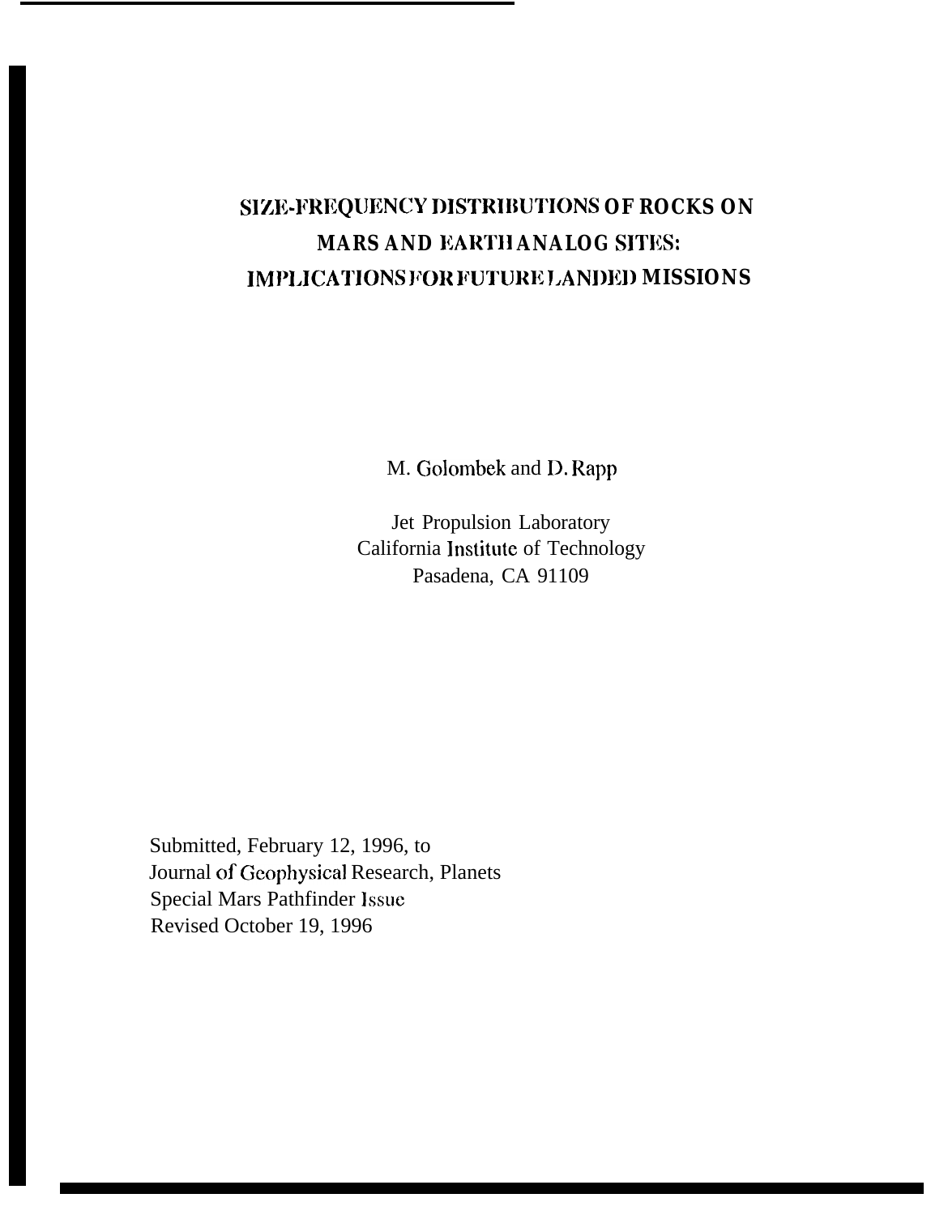# SIZE-FREQUENCY DISTRIBUTIONS OF ROCKS ON MARS AND EARTH ANALOG SITES: IMPLICATIONS FOR FUTURE LANDED MISSIONS

M. Golombek and D. Rapp

Jet Propulsion Laboratory
California Institute of Technology
Pasadena, CA 91109

Submitted, February 12, 1996, to
Journal of Geophysical Research, Planets
Special Mars Pathfinder Issue
Revised October 19, 1996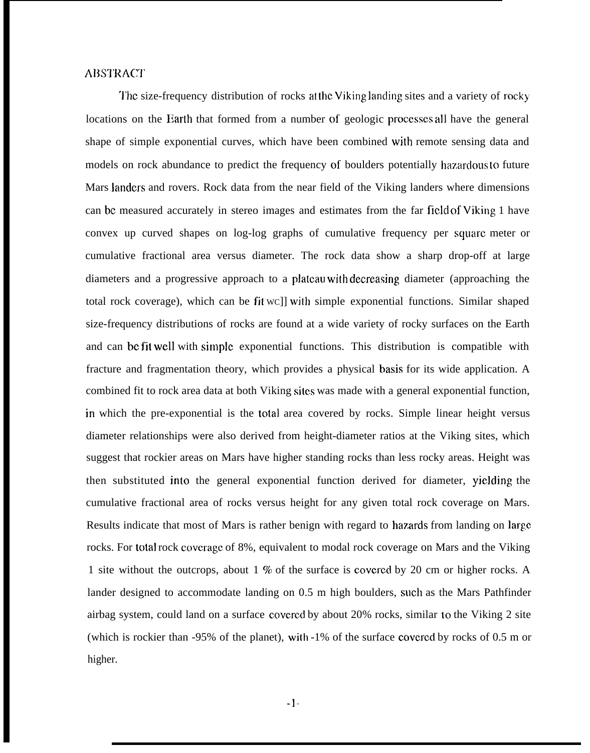## ABSTRACT

The size-frequency distribution of rocks at the Viking landing sites and a variety of rocky locations on the Earth that formed from a number of geologic processes all have the general shape of simple exponential curves, which have been combined with remote sensing data and models on rock abundance to predict the frequency of boulders potentially hazardous to future Mars landers and rovers. Rock data from the near field of the Viking landers where dimensions can be measured accurately in stereo images and estimates from the far field of Viking 1 have convex up curved shapes on log-log graphs of cumulative frequency per square meter or cumulative fractional area versus diameter. The rock data show a sharp drop-off at large diameters and a progressive approach to a plateau with decreasing diameter (approaching the total rock coverage), which can be fit well with simple exponential functions. Similar shaped size-frequency distributions of rocks are found at a wide variety of rocky surfaces on the Earth and can be fit well with simple exponential functions. This distribution is compatible with fracture and fragmentation theory, which provides a physical basis for its wide application. A combined fit to rock area data at both Viking sites was made with a general exponential function, in which the pre-exponential is the total area covered by rocks. Simple linear height versus diameter relationships were also derived from height-diameter ratios at the Viking sites, which suggest that rockier areas on Mars have higher standing rocks than less rocky areas. Height was then substituted into the general exponential function derived for diameter, yielding the cumulative fractional area of rocks versus height for any given total rock coverage on Mars. Results indicate that most of Mars is rather benign with regard to hazards from landing on large rocks. For total rock coverage of 8%, equivalent to modal rock coverage on Mars and the Viking 1 site without the outcrops, about 1 % of the surface is covered by 20 cm or higher rocks. A lander designed to accommodate landing on 0.5 m high boulders, such as the Mars Pathfinder airbag system, could land on a surface covered by about 20% rocks, similar to the Viking 2 site (which is rockier than ~95% of the planet), with ~1% of the surface covered by rocks of 0.5 m or higher.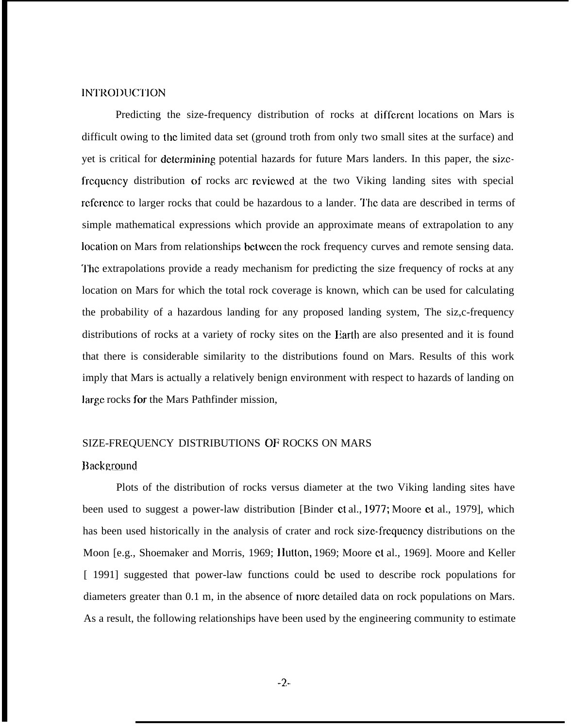## INTRODUCTION

Predicting the size-frequency distribution of rocks at different locations on Mars is difficult owing to the limited data set (ground troth from only two small sites at the surface) and yet is critical for determining potential hazards for future Mars landers. In this paper, the size-frequency distribution of rocks arc reviewed at the two Viking landing sites with special reference to larger rocks that could be hazardous to a lander. The data are described in terms of simple mathematical expressions which provide an approximate means of extrapolation to any location on Mars from relationships between the rock frequency curves and remote sensing data. The extrapolations provide a ready mechanism for predicting the size frequency of rocks at any location on Mars for which the total rock coverage is known, which can be used for calculating the probability of a hazardous landing for any proposed landing system, The siz,c-frequency distributions of rocks at a variety of rocky sites on the Earth are also presented and it is found that there is considerable similarity to the distributions found on Mars. Results of this work imply that Mars is actually a relatively benign environment with respect to hazards of landing on large rocks for the Mars Pathfinder mission,

## SIZE-FREQUENCY DISTRIBUTIONS OF ROCKS ON MARS

### Background

Plots of the distribution of rocks versus diameter at the two Viking landing sites have been used to suggest a power-law distribution [Binder et al., 1977; Moore et al., 1979], which has been used historically in the analysis of crater and rock size-frequency distributions on the Moon [e.g., Shoemaker and Morris, 1969; Hutton, 1969; Moore et al., 1969]. Moore and Keller [ 1991] suggested that power-law functions could be used to describe rock populations for diameters greater than 0.1 m, in the absence of more detailed data on rock populations on Mars. As a result, the following relationships have been used by the engineering community to estimate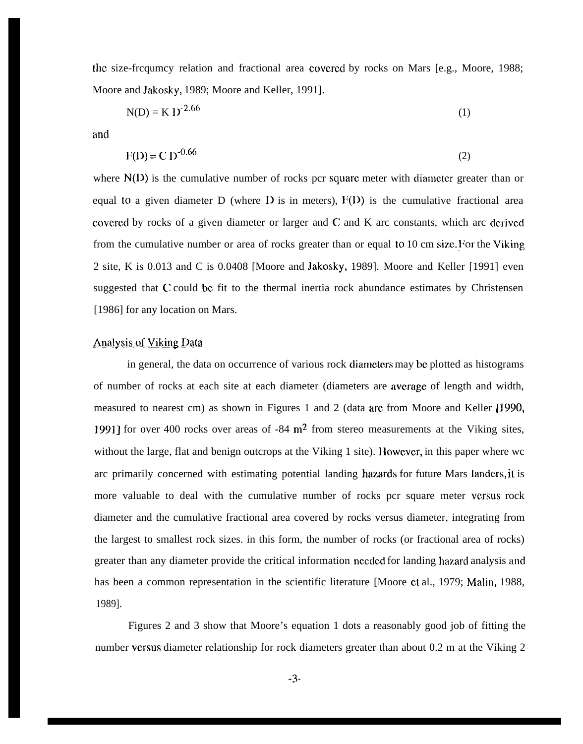the size-frcqumcy relation and fractional area covered by rocks on Mars [e.g., Moore, 1988; Moore and Jakosky, 1989; Moore and Keller, 1991].

$$N(D) = K\, D^{-2.66} \tag{1}$$

and

$$F(D) = C\, D^{-0.66} \tag{2}$$

where $N(D)$ is the cumulative number of rocks pcr square meter with diameter greater than or equal to a given diameter D (where D is in meters), $F(D)$ is the cumulative fractional area covered by rocks of a given diameter or larger and C and K arc constants, which arc derived from the cumulative number or area of rocks greater than or equal to 10 cm size. For the Viking 2 site, K is 0.013 and C is 0.0408 [Moore and Jakosky, 1989]. Moore and Keller [1991] even suggested that C could bc fit to the thermal inertia rock abundance estimates by Christensen [1986] for any location on Mars.

## Analysis of Viking Data

in general, the data on occurrence of various rock diameters may bc plotted as histograms of number of rocks at each site at each diameter (diameters are average of length and width, measured to nearest cm) as shown in Figures 1 and 2 (data arc from Moore and Keller [1990, 1991] for over 400 rocks over areas of -84 $m^2$ from stereo measurements at the Viking sites, without the large, flat and benign outcrops at the Viking 1 site). However, in this paper where wc arc primarily concerned with estimating potential landing hazards for future Mars landers, it is more valuable to deal with the cumulative number of rocks pcr square meter versus rock diameter and the cumulative fractional area covered by rocks versus diameter, integrating from the largest to smallest rock sizes. in this form, the number of rocks (or fractional area of rocks) greater than any diameter provide the critical information needed for landing hazard analysis and has been a common representation in the scientific literature [Moore et al., 1979; Malin, 1988, 1989].

Figures 2 and 3 show that Moore's equation 1 dots a reasonably good job of fitting the number versus diameter relationship for rock diameters greater than about 0.2 m at the Viking 2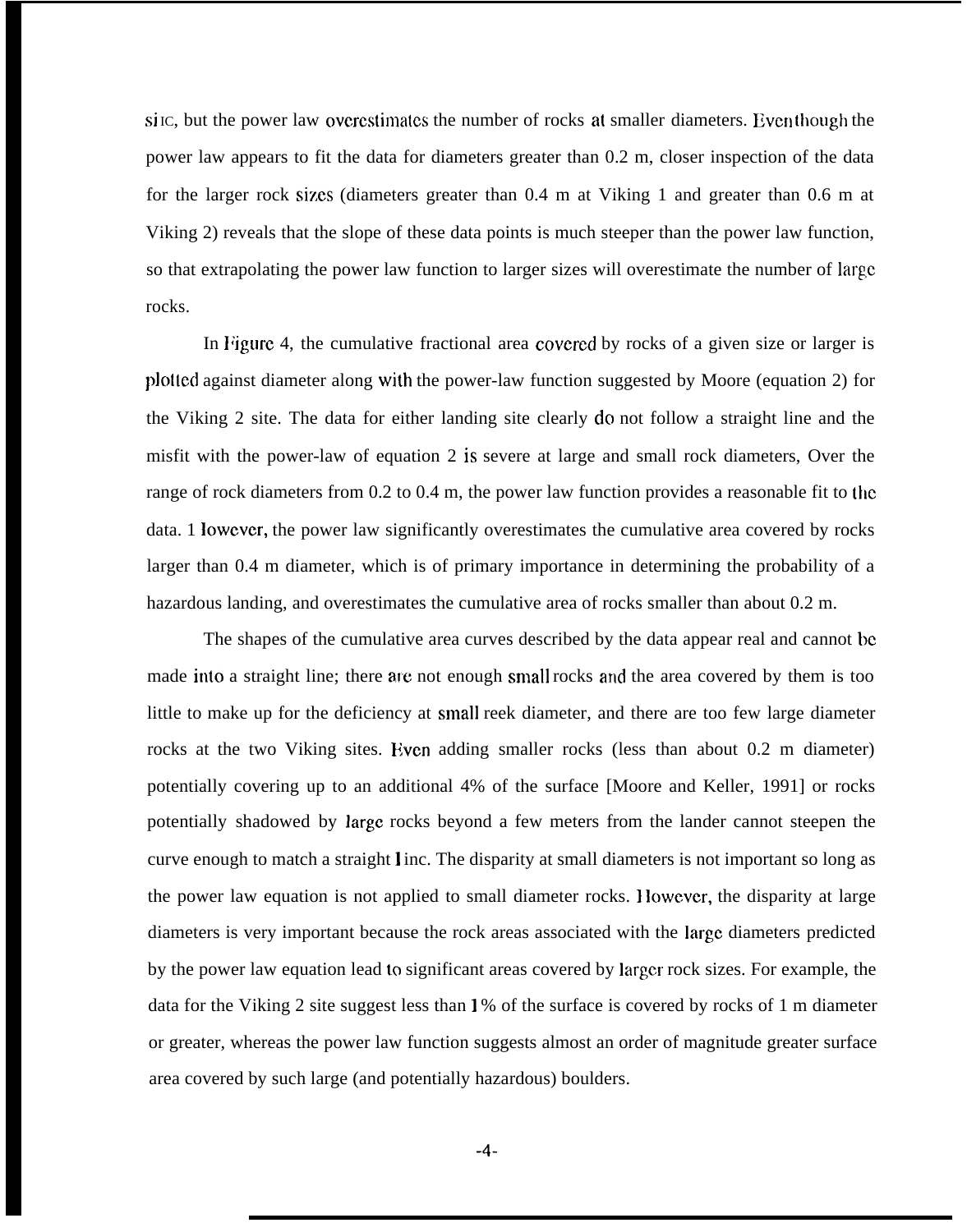si IC, but the power law overestimates the number of rocks at smaller diameters. Even though the power law appears to fit the data for diameters greater than 0.2 m, closer inspection of the data for the larger rock sizes (diameters greater than 0.4 m at Viking 1 and greater than 0.6 m at Viking 2) reveals that the slope of these data points is much steeper than the power law function, so that extrapolating the power law function to larger sizes will overestimate the number of large rocks.

In Figure 4, the cumulative fractional area covered by rocks of a given size or larger is plotted against diameter along with the power-law function suggested by Moore (equation 2) for the Viking 2 site. The data for either landing site clearly do not follow a straight line and the misfit with the power-law of equation 2 is severe at large and small rock diameters, Over the range of rock diameters from 0.2 to 0.4 m, the power law function provides a reasonable fit to the data. 1 lowever, the power law significantly overestimates the cumulative area covered by rocks larger than 0.4 m diameter, which is of primary importance in determining the probability of a hazardous landing, and overestimates the cumulative area of rocks smaller than about 0.2 m.

The shapes of the cumulative area curves described by the data appear real and cannot be made into a straight line; there are not enough small rocks and the area covered by them is too little to make up for the deficiency at small reek diameter, and there are too few large diameter rocks at the two Viking sites. Even adding smaller rocks (less than about 0.2 m diameter) potentially covering up to an additional 4% of the surface [Moore and Keller, 1991] or rocks potentially shadowed by large rocks beyond a few meters from the lander cannot steepen the curve enough to match a straight l inc. The disparity at small diameters is not important so long as the power law equation is not applied to small diameter rocks. However, the disparity at large diameters is very important because the rock areas associated with the large diameters predicted by the power law equation lead to significant areas covered by larger rock sizes. For example, the data for the Viking 2 site suggest less than 1% of the surface is covered by rocks of 1 m diameter or greater, whereas the power law function suggests almost an order of magnitude greater surface area covered by such large (and potentially hazardous) boulders.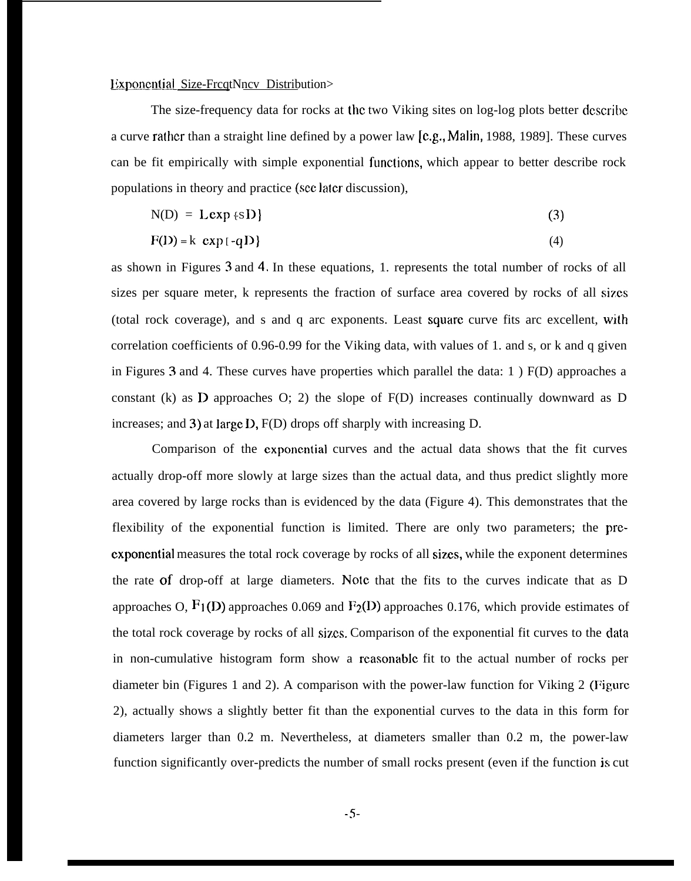## Exponential Size-Frequency Distribution

The size-frequency data for rocks at the two Viking sites on log-log plots better describe a curve rather than a straight line defined by a power law [e.g., Malin, 1988, 1989]. These curves can be fit empirically with simple exponential functions, which appear to better describe rock populations in theory and practice (see later discussion),

$$N(D) = L \exp\{sD\} \quad (3)$$

$$F(D) = k \exp\{-qD\} \quad (4)$$

as shown in Figures 3 and 4. In these equations, L represents the total number of rocks of all sizes per square meter, k represents the fraction of surface area covered by rocks of all sizes (total rock coverage), and s and q are exponents. Least square curve fits are excellent, with correlation coefficients of 0.96-0.99 for the Viking data, with values of L and s, or k and q given in Figures 3 and 4. These curves have properties which parallel the data: 1) F(D) approaches a constant (k) as D approaches 0; 2) the slope of F(D) increases continually downward as D increases; and 3) at large D, F(D) drops off sharply with increasing D.

Comparison of the exponential curves and the actual data shows that the fit curves actually drop-off more slowly at large sizes than the actual data, and thus predict slightly more area covered by large rocks than is evidenced by the data (Figure 4). This demonstrates that the flexibility of the exponential function is limited. There are only two parameters; the pre-exponential measures the total rock coverage by rocks of all sizes, while the exponent determines the rate of drop-off at large diameters. Note that the fits to the curves indicate that as D approaches 0, $F_1(D)$ approaches 0.069 and $F_2(D)$ approaches 0.176, which provide estimates of the total rock coverage by rocks of all sizes. Comparison of the exponential fit curves to the data in non-cumulative histogram form show a reasonable fit to the actual number of rocks per diameter bin (Figures 1 and 2). A comparison with the power-law function for Viking 2 (Figure 2), actually shows a slightly better fit than the exponential curves to the data in this form for diameters larger than 0.2 m. Nevertheless, at diameters smaller than 0.2 m, the power-law function significantly over-predicts the number of small rocks present (even if the function is cut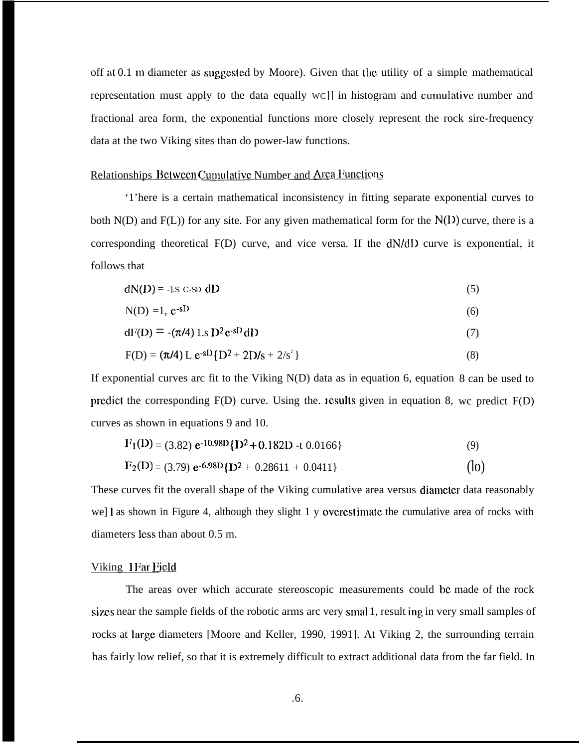off at 0.1 m diameter as suggested by Moore). Given that the utility of a simple mathematical representation must apply to the data equally well in histogram and cumulative number and fractional area form, the exponential functions more closely represent the rock size-frequency data at the two Viking sites than do power-law functions.

## Relationships Between Cumulative Number and Area Functions

There is a certain mathematical inconsistency in fitting separate exponential curves to both N(D) and F(D) for any site. For any given mathematical form for the N(D) curve, there is a corresponding theoretical F(D) curve, and vice versa. If the dN/dD curve is exponential, it follows that

$$dN(D) = -L s\, e^{-sD}\, dD \tag{5}$$

$$N(D) = L\, e^{-sD} \tag{6}$$

$$dF(D) = -(\pi/4)\, L s\, D^2 e^{-sD}\, dD \tag{7}$$

$$F(D) = (\pi/4)\, L\, e^{-sD}\{D^2 + 2D/s + 2/s^2\} \tag{8}$$

If exponential curves are fit to the Viking N(D) data as in equation 6, equation 8 can be used to predict the corresponding F(D) curve. Using the results given in equation 8, we predict F(D) curves as shown in equations 9 and 10.

$$F_1(D) = (3.82)\, e^{-10.98D}\{D^2 + 0.182D + 0.0166\} \tag{9}$$

$$F_2(D) = (3.79)\, e^{-6.98D}\{D^2 + 0.286D + 0.0411\} \tag{10}$$

These curves fit the overall shape of the Viking cumulative area versus diameter data reasonably well as shown in Figure 4, although they slightly overestimate the cumulative area of rocks with diameters less than about 0.5 m.

## Viking 1 Far Field

The areas over which accurate stereoscopic measurements could be made of the rock sizes near the sample fields of the robotic arms are very small, resulting in very small samples of rocks at large diameters [Moore and Keller, 1990, 1991]. At Viking 2, the surrounding terrain has fairly low relief, so that it is extremely difficult to extract additional data from the far field. In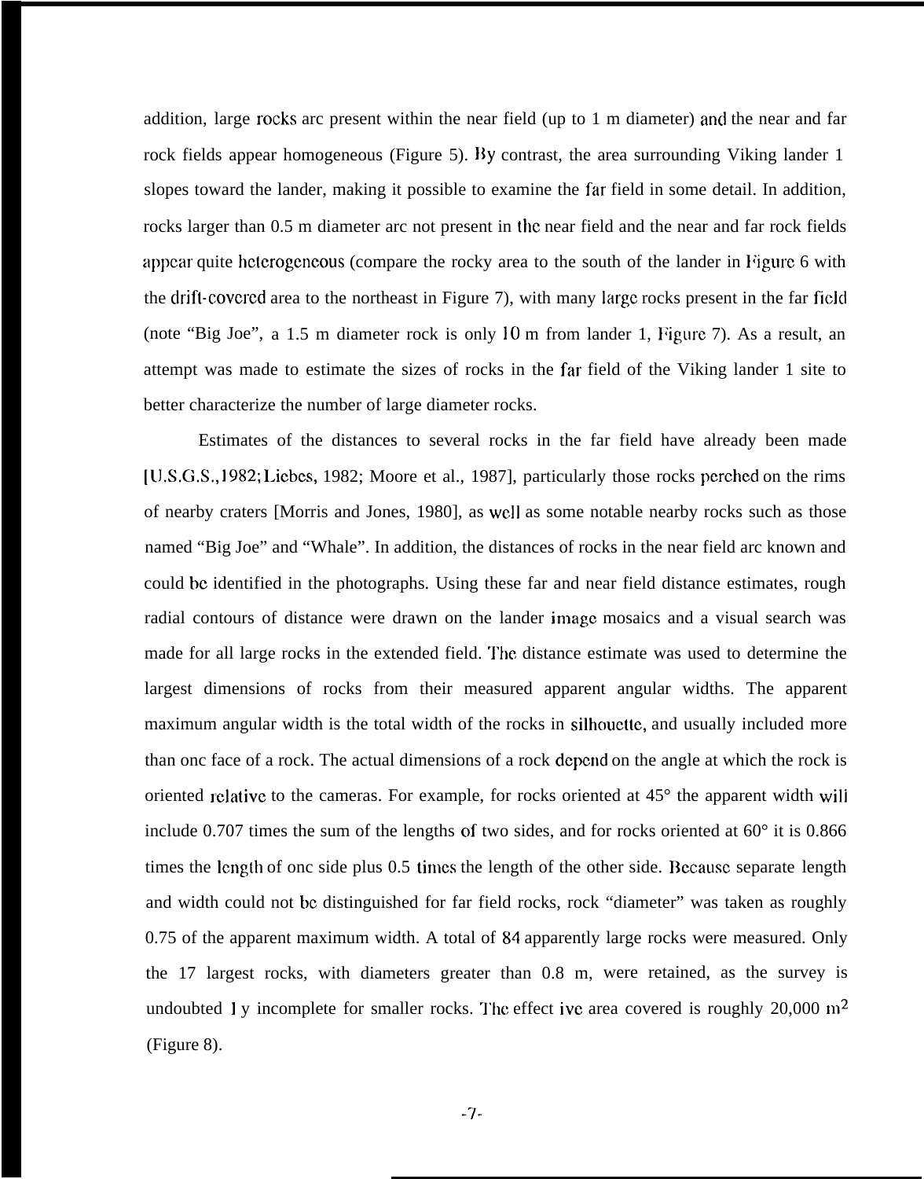addition, large rocks are present within the near field (up to 1 m diameter) and the near and far rock fields appear homogeneous (Figure 5). By contrast, the area surrounding Viking lander 1 slopes toward the lander, making it possible to examine the far field in some detail. In addition, rocks larger than 0.5 m diameter are not present in the near field and the near and far rock fields appear quite heterogeneous (compare the rocky area to the south of the lander in Figure 6 with the drift-covered area to the northeast in Figure 7), with many large rocks present in the far field (note "Big Joe", a 1.5 m diameter rock is only 10 m from lander 1, Figure 7). As a result, an attempt was made to estimate the sizes of rocks in the far field of the Viking lander 1 site to better characterize the number of large diameter rocks.

Estimates of the distances to several rocks in the far field have already been made [U.S.G.S., 1982; Liebes, 1982; Moore et al., 1987], particularly those rocks perched on the rims of nearby craters [Morris and Jones, 1980], as well as some notable nearby rocks such as those named "Big Joe" and "Whale". In addition, the distances of rocks in the near field are known and could be identified in the photographs. Using these far and near field distance estimates, rough radial contours of distance were drawn on the lander image mosaics and a visual search was made for all large rocks in the extended field. The distance estimate was used to determine the largest dimensions of rocks from their measured apparent angular widths. The apparent maximum angular width is the total width of the rocks in silhouette, and usually included more than one face of a rock. The actual dimensions of a rock depend on the angle at which the rock is oriented relative to the cameras. For example, for rocks oriented at 45° the apparent width will include 0.707 times the sum of the lengths of two sides, and for rocks oriented at 60° it is 0.866 times the length of one side plus 0.5 times the length of the other side. Because separate length and width could not be distinguished for far field rocks, rock "diameter" was taken as roughly 0.75 of the apparent maximum width. A total of 84 apparently large rocks were measured. Only the 17 largest rocks, with diameters greater than 0.8 m, were retained, as the survey is undoubtedly incomplete for smaller rocks. The effective area covered is roughly 20,000 $m^2$ (Figure 8).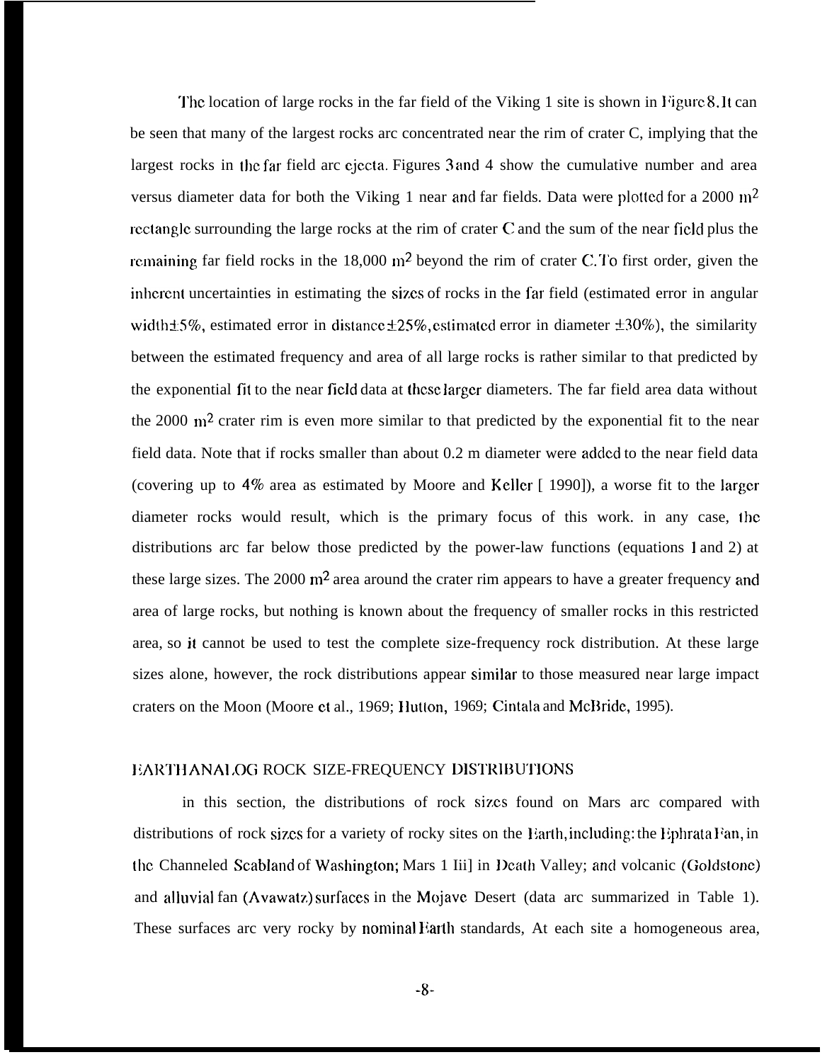The location of large rocks in the far field of the Viking 1 site is shown in Figure 8. It can be seen that many of the largest rocks are concentrated near the rim of crater C, implying that the largest rocks in the far field are ejecta. Figures 3 and 4 show the cumulative number and area versus diameter data for both the Viking 1 near and far fields. Data were plotted for a 2000 $m^2$ rectangle surrounding the large rocks at the rim of crater C and the sum of the near field plus the remaining far field rocks in the 18,000 $m^2$ beyond the rim of crater C. To first order, given the inherent uncertainties in estimating the sizes of rocks in the far field (estimated error in angular width $\pm 5\%$, estimated error in distance $\pm 25\%$, estimated error in diameter $\pm 30\%$), the similarity between the estimated frequency and area of all large rocks is rather similar to that predicted by the exponential fit to the near field data at these larger diameters. The far field area data without the 2000 $m^2$ crater rim is even more similar to that predicted by the exponential fit to the near field data. Note that if rocks smaller than about 0.2 m diameter were added to the near field data (covering up to 4% area as estimated by Moore and Keller [ 1990]), a worse fit to the larger diameter rocks would result, which is the primary focus of this work. in any case, the distributions are far below those predicted by the power-law functions (equations 1 and 2) at these large sizes. The 2000 $m^2$ area around the crater rim appears to have a greater frequency and area of large rocks, but nothing is known about the frequency of smaller rocks in this restricted area, so it cannot be used to test the complete size-frequency rock distribution. At these large sizes alone, however, the rock distributions appear similar to those measured near large impact craters on the Moon (Moore et al., 1969; Hutton, 1969; Cintala and McBride, 1995).

## EARTH ANALOG ROCK SIZE-FREQUENCY DISTRIBUTIONS

in this section, the distributions of rock sizes found on Mars are compared with distributions of rock sizes for a variety of rocky sites on the Earth, including: the Ephrata Fan, in the Channeled Scabland of Washington; Mars 1 Hill in Death Valley; and volcanic (Goldstone) and alluvial fan (Avawatz) surfaces in the Mojave Desert (data are summarized in Table 1). These surfaces are very rocky by nominal Earth standards, At each site a homogeneous area,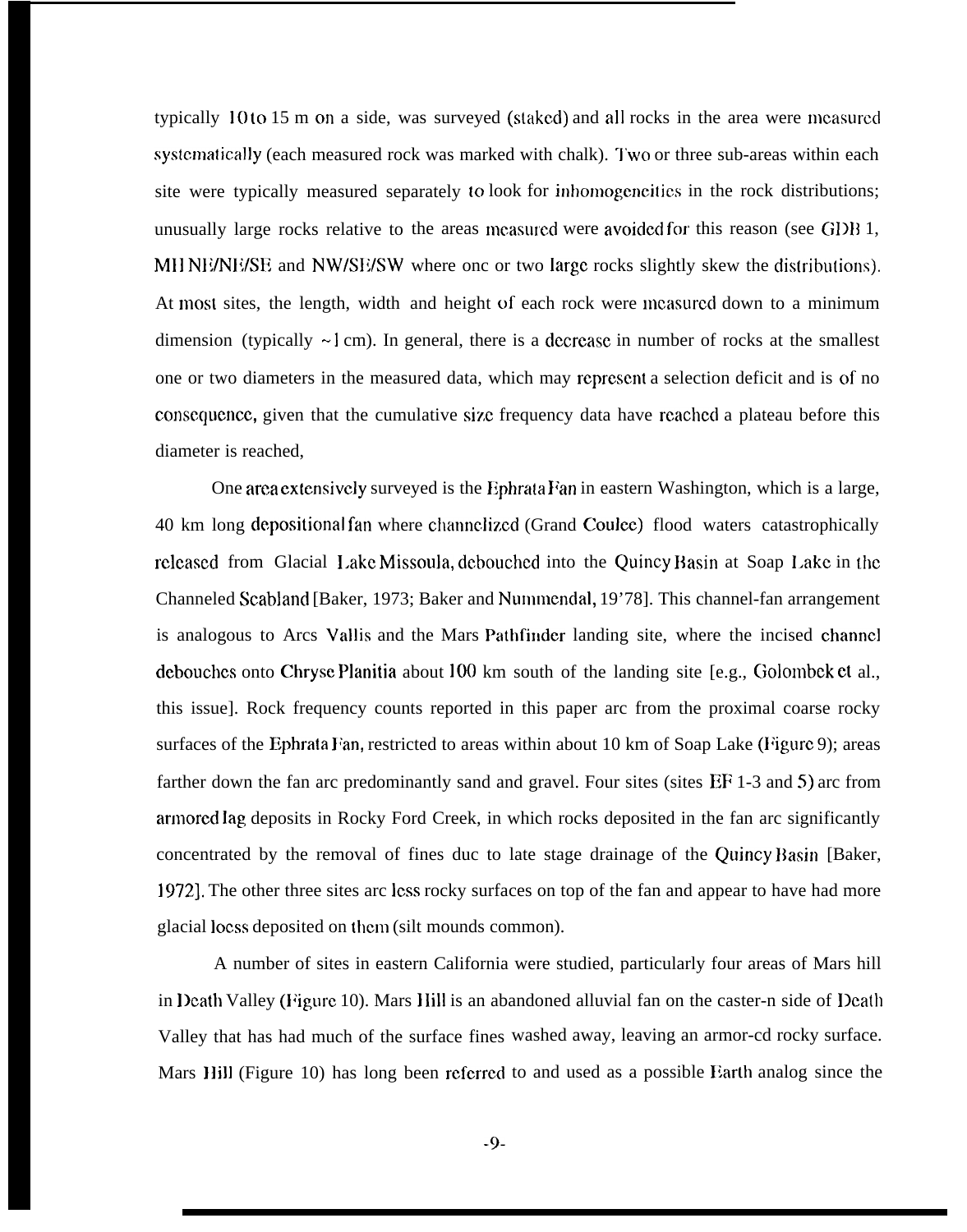typically 10 to 15 m on a side, was surveyed (staked) and all rocks in the area were measured systematically (each measured rock was marked with chalk). Two or three sub-areas within each site were typically measured separately to look for inhomogeneities in the rock distributions; unusually large rocks relative to the areas measured were avoided for this reason (see GDB 1, MH NE/NE/SE and NW/SE/SW where one or two large rocks slightly skew the distributions). At most sites, the length, width and height of each rock were measured down to a minimum dimension (typically ~1 cm). In general, there is a decrease in number of rocks at the smallest one or two diameters in the measured data, which may represent a selection deficit and is of no consequence, given that the cumulative size frequency data have reached a plateau before this diameter is reached,

One area extensively surveyed is the Ephrata Fan in eastern Washington, which is a large, 40 km long depositional fan where channelized (Grand Coulee) flood waters catastrophically released from Glacial Lake Missoula, debouched into the Quincy Basin at Soap Lake in the Channeled Scabland [Baker, 1973; Baker and Nummendal, 19'78]. This channel-fan arrangement is analogous to Arcs Vallis and the Mars Pathfinder landing site, where the incised channel debouches onto Chryse Planitia about 100 km south of the landing site [e.g., Golombek et al., this issue]. Rock frequency counts reported in this paper arc from the proximal coarse rocky surfaces of the Ephrata Fan, restricted to areas within about 10 km of Soap Lake (Figure 9); areas farther down the fan arc predominantly sand and gravel. Four sites (sites EF 1-3 and 5) arc from armored lag deposits in Rocky Ford Creek, in which rocks deposited in the fan arc significantly concentrated by the removal of fines due to late stage drainage of the Quincy Basin [Baker, 1972]. The other three sites arc less rocky surfaces on top of the fan and appear to have had more glacial loess deposited on them (silt mounds common).

A number of sites in eastern California were studied, particularly four areas of Mars hill in Death Valley (Figure 10). Mars Hill is an abandoned alluvial fan on the caster-n side of Death Valley that has had much of the surface fines washed away, leaving an armor-cd rocky surface. Mars Hill (Figure 10) has long been referred to and used as a possible Earth analog since the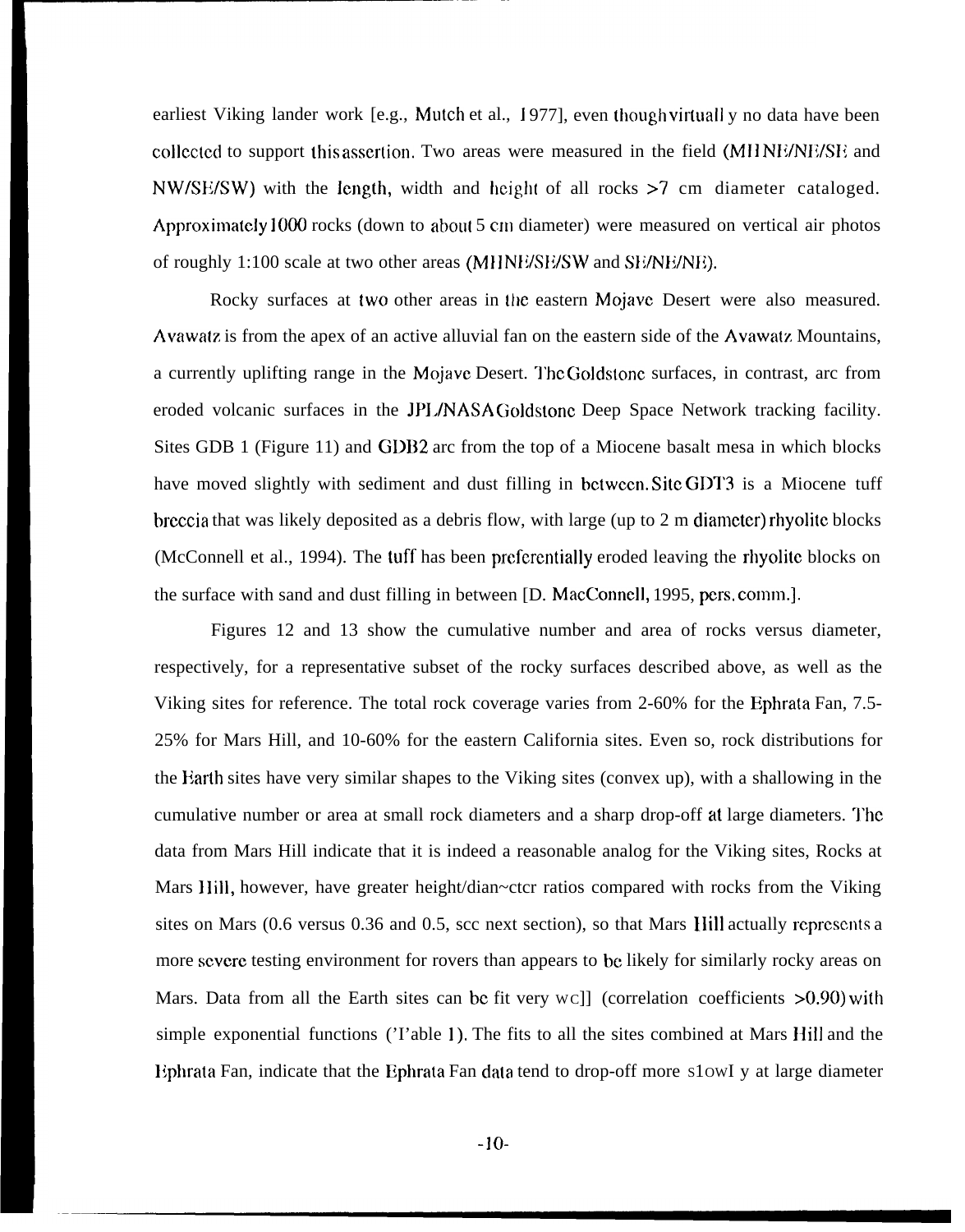earliest Viking lander work [e.g., Mutch et al., 1977], even though virtually no data have been collected to support this assertion. Two areas were measured in the field (MHNE/NE/SE and NW/SE/SW) with the length, width and height of all rocks >7 cm diameter cataloged. Approximately 1000 rocks (down to about 5 cm diameter) were measured on vertical air photos of roughly 1:100 scale at two other areas (MHNE/SE/SW and SE/NE/NE).

Rocky surfaces at two other areas in the eastern Mojave Desert were also measured. Avawatz is from the apex of an active alluvial fan on the eastern side of the Avawatz Mountains, a currently uplifting range in the Mojave Desert. The Goldstone surfaces, in contrast, arc from eroded volcanic surfaces in the JPL/NASA Goldstone Deep Space Network tracking facility. Sites GDB 1 (Figure 11) and GDB2 arc from the top of a Miocene basalt mesa in which blocks have moved slightly with sediment and dust filling in between. Site GDT3 is a Miocene tuff breccia that was likely deposited as a debris flow, with large (up to 2 m diameter) rhyolite blocks (McConnell et al., 1994). The tuff has been preferentially eroded leaving the rhyolite blocks on the surface with sand and dust filling in between [D. MacConnell, 1995, pers. comm.].

Figures 12 and 13 show the cumulative number and area of rocks versus diameter, respectively, for a representative subset of the rocky surfaces described above, as well as the Viking sites for reference. The total rock coverage varies from 2-60% for the Ephrata Fan, 7.5-25% for Mars Hill, and 10-60% for the eastern California sites. Even so, rock distributions for the Earth sites have very similar shapes to the Viking sites (convex up), with a shallowing in the cumulative number or area at small rock diameters and a sharp drop-off at large diameters. The data from Mars Hill indicate that it is indeed a reasonable analog for the Viking sites, Rocks at Mars Hill, however, have greater height/diameter ratios compared with rocks from the Viking sites on Mars (0.6 versus 0.36 and 0.5, see next section), so that Mars Hill actually represents a more severe testing environment for rovers than appears to be likely for similarly rocky areas on Mars. Data from all the Earth sites can be fit very well (correlation coefficients >0.90) with simple exponential functions (Table 1). The fits to all the sites combined at Mars Hill and the Ephrata Fan, indicate that the Ephrata Fan data tend to drop-off more slowly at large diameter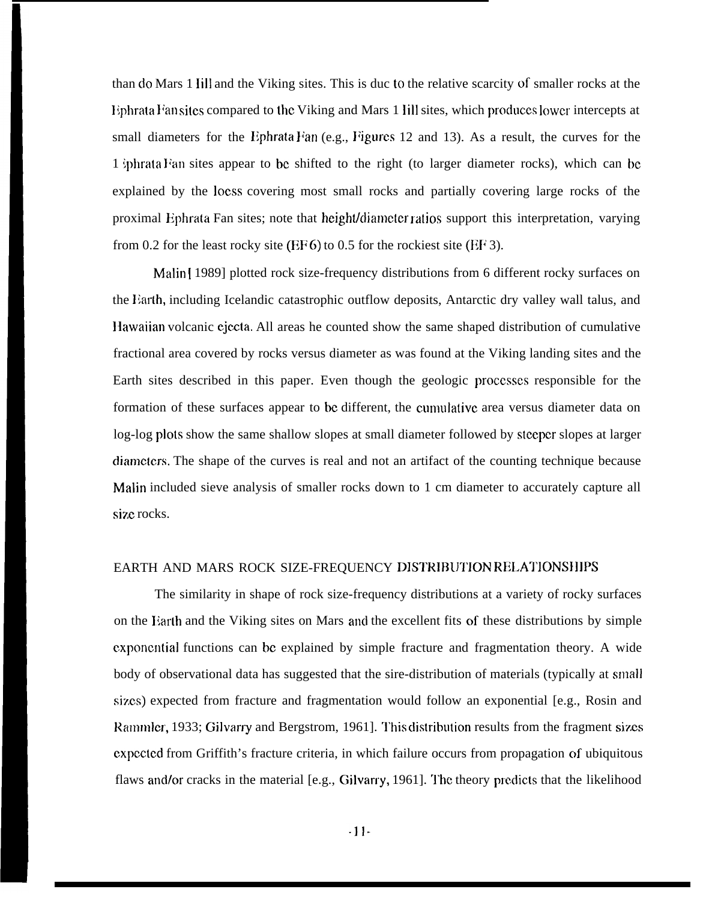than do Mars 1 Hill and the Viking sites. This is due to the relative scarcity of smaller rocks at the Ephrata Fan sites compared to the Viking and Mars 1 Hill sites, which produces lower intercepts at small diameters for the Ephrata Fan (e.g., Figures 12 and 13). As a result, the curves for the Ephrata Fan sites appear to be shifted to the right (to larger diameter rocks), which can be explained by the loess covering most small rocks and partially covering large rocks of the proximal Ephrata Fan sites; note that height/diameter ratios support this interpretation, varying from 0.2 for the least rocky site (EF 6) to 0.5 for the rockiest site (EF 3).

Malin [1989] plotted rock size-frequency distributions from 6 different rocky surfaces on the Earth, including Icelandic catastrophic outflow deposits, Antarctic dry valley wall talus, and Hawaiian volcanic ejecta. All areas he counted show the same shaped distribution of cumulative fractional area covered by rocks versus diameter as was found at the Viking landing sites and the Earth sites described in this paper. Even though the geologic processes responsible for the formation of these surfaces appear to be different, the cumulative area versus diameter data on log-log plots show the same shallow slopes at small diameter followed by steeper slopes at larger diameters. The shape of the curves is real and not an artifact of the counting technique because Malin included sieve analysis of smaller rocks down to 1 cm diameter to accurately capture all size rocks.

## EARTH AND MARS ROCK SIZE-FREQUENCY DISTRIBUTION RELATIONSHIPS

The similarity in shape of rock size-frequency distributions at a variety of rocky surfaces on the Earth and the Viking sites on Mars and the excellent fits of these distributions by simple exponential functions can be explained by simple fracture and fragmentation theory. A wide body of observational data has suggested that the sire-distribution of materials (typically at small sizes) expected from fracture and fragmentation would follow an exponential [e.g., Rosin and Rammler, 1933; Gilvarry and Bergstrom, 1961]. This distribution results from the fragment sizes expected from Griffith's fracture criteria, in which failure occurs from propagation of ubiquitous flaws and/or cracks in the material [e.g., Gilvarry, 1961]. The theory predicts that the likelihood